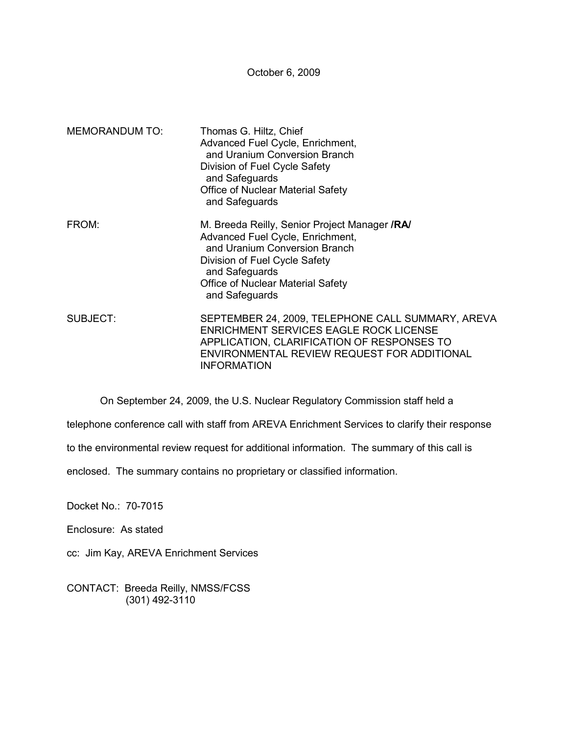October 6, 2009

MEMORANDUM TO: Thomas G. Hiltz, Chief
Advanced Fuel Cycle, Enrichment,
and Uranium Conversion Branch
Division of Fuel Cycle Safety
and Safeguards
Office of Nuclear Material Safety
and Safeguards

FROM: M. Breeda Reilly, Senior Project Manager **/RA/**
Advanced Fuel Cycle, Enrichment,
and Uranium Conversion Branch
Division of Fuel Cycle Safety
and Safeguards
Office of Nuclear Material Safety
and Safeguards

SUBJECT: SEPTEMBER 24, 2009, TELEPHONE CALL SUMMARY, AREVA ENRICHMENT SERVICES EAGLE ROCK LICENSE APPLICATION, CLARIFICATION OF RESPONSES TO ENVIRONMENTAL REVIEW REQUEST FOR ADDITIONAL INFORMATION

On September 24, 2009, the U.S. Nuclear Regulatory Commission staff held a telephone conference call with staff from AREVA Enrichment Services to clarify their response to the environmental review request for additional information. The summary of this call is enclosed. The summary contains no proprietary or classified information.

Docket No.: 70-7015

Enclosure: As stated

cc: Jim Kay, AREVA Enrichment Services

CONTACT: Breeda Reilly, NMSS/FCSS
(301) 492-3110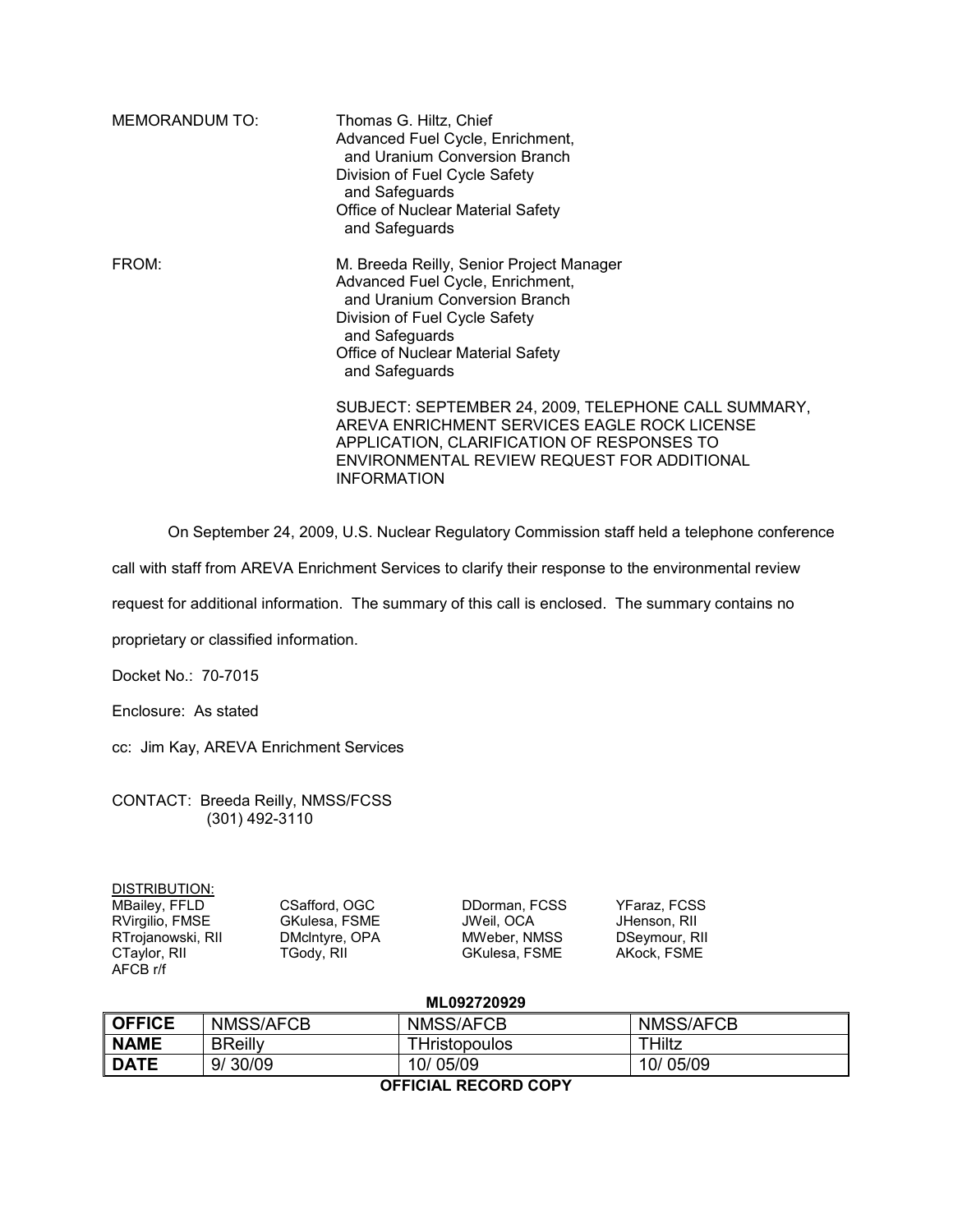MEMORANDUM TO: Thomas G. Hiltz, Chief
Advanced Fuel Cycle, Enrichment,
and Uranium Conversion Branch
Division of Fuel Cycle Safety
and Safeguards
Office of Nuclear Material Safety
and Safeguards

FROM: M. Breeda Reilly, Senior Project Manager
Advanced Fuel Cycle, Enrichment,
and Uranium Conversion Branch
Division of Fuel Cycle Safety
and Safeguards
Office of Nuclear Material Safety
and Safeguards

SUBJECT: SEPTEMBER 24, 2009, TELEPHONE CALL SUMMARY, AREVA ENRICHMENT SERVICES EAGLE ROCK LICENSE APPLICATION, CLARIFICATION OF RESPONSES TO ENVIRONMENTAL REVIEW REQUEST FOR ADDITIONAL INFORMATION

On September 24, 2009, U.S. Nuclear Regulatory Commission staff held a telephone conference call with staff from AREVA Enrichment Services to clarify their response to the environmental review request for additional information. The summary of this call is enclosed. The summary contains no proprietary or classified information.

Docket No.: 70-7015

Enclosure: As stated

cc: Jim Kay, AREVA Enrichment Services

CONTACT: Breeda Reilly, NMSS/FCSS
(301) 492-3110

DISTRIBUTION:

| | | | |
|---|---|---|---|
| MBailey, FFLD | CSafford, OGC | DDorman, FCSS | YFaraz, FCSS |
| RVirgilio, FMSE | GKulesa, FSME | JWeil, OCA | JHenson, RII |
| RTrojanowski, RII | DMcIntyre, OPA | MWeber, NMSS | DSeymour, RII |
| CTaylor, RII | TGody, RII | GKulesa, FSME | AKock, FSME |
| AFCB r/f | | | |

**ML092720929**

| **OFFICE** | NMSS/AFCB | NMSS/AFCB | NMSS/AFCB |
|---|---|---|---|
| **NAME** | BReilly | THristopoulos | THiltz |
| **DATE** | 9/ 30/09 | 10/ 05/09 | 10/ 05/09 |

**OFFICIAL RECORD COPY**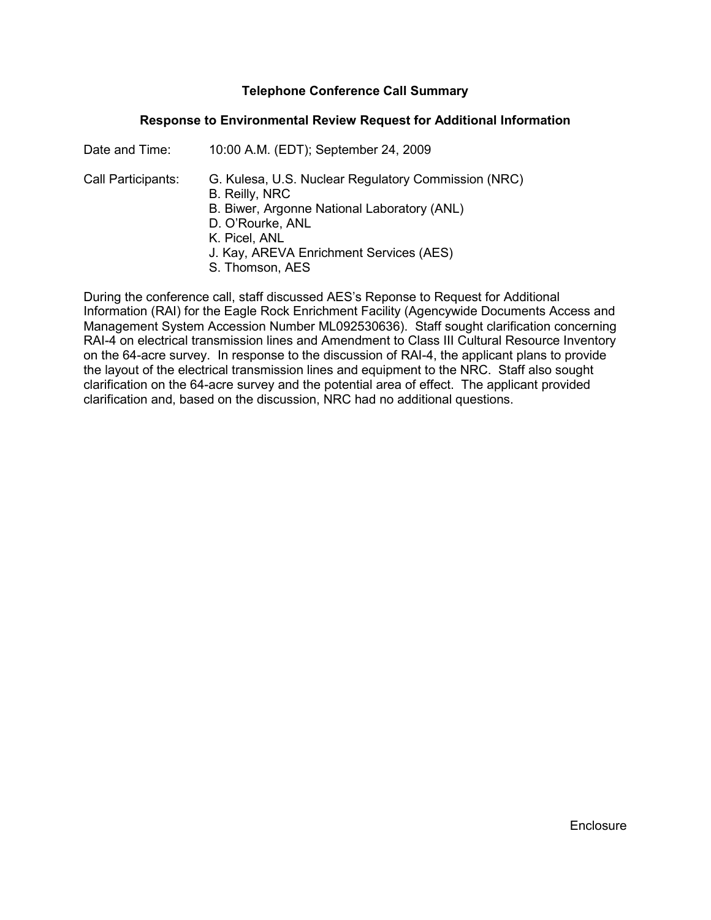## Telephone Conference Call Summary

## Response to Environmental Review Request for Additional Information

Date and Time: 10:00 A.M. (EDT); September 24, 2009

Call Participants:
- G. Kulesa, U.S. Nuclear Regulatory Commission (NRC)
- B. Reilly, NRC
- B. Biwer, Argonne National Laboratory (ANL)
- D. O'Rourke, ANL
- K. Picel, ANL
- J. Kay, AREVA Enrichment Services (AES)
- S. Thomson, AES

During the conference call, staff discussed AES's Reponse to Request for Additional Information (RAI) for the Eagle Rock Enrichment Facility (Agencywide Documents Access and Management System Accession Number ML092530636). Staff sought clarification concerning RAI-4 on electrical transmission lines and Amendment to Class III Cultural Resource Inventory on the 64-acre survey. In response to the discussion of RAI-4, the applicant plans to provide the layout of the electrical transmission lines and equipment to the NRC. Staff also sought clarification on the 64-acre survey and the potential area of effect. The applicant provided clarification and, based on the discussion, NRC had no additional questions.

Enclosure